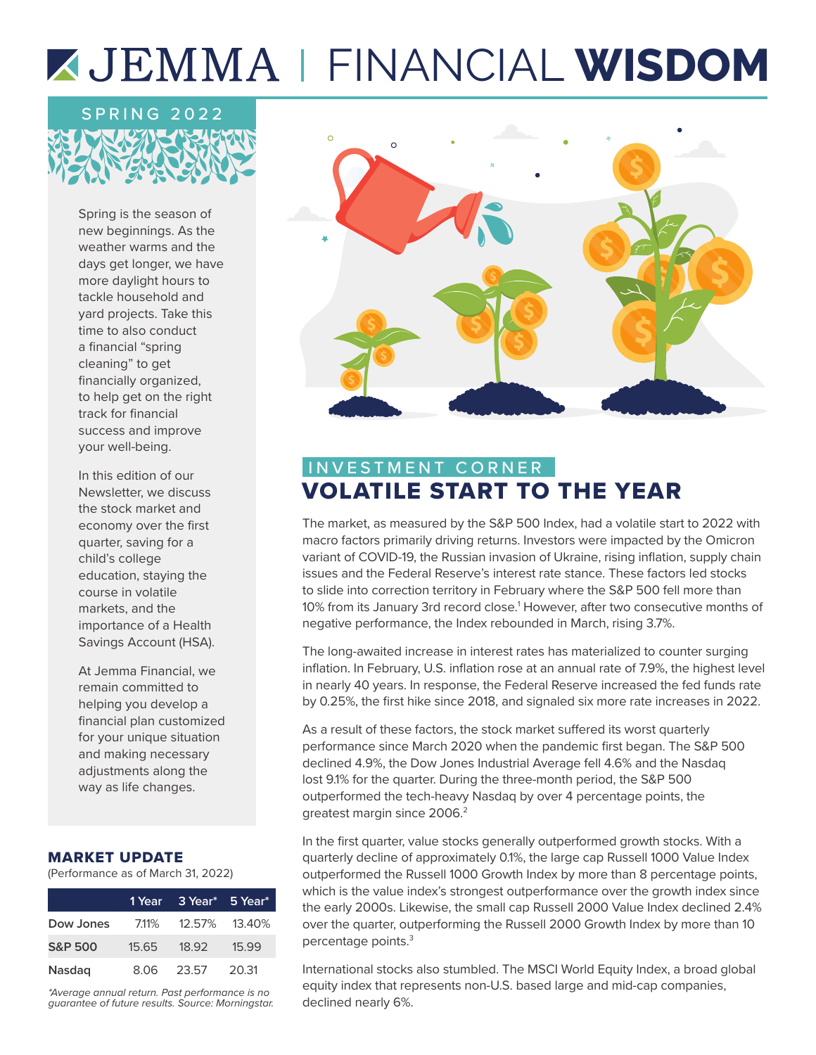# JEMMA | FINANCIAL WISDOM

## SPRING 2022

Spring is the season of new beginnings. As the weather warms and the days get longer, we have more daylight hours to tackle household and yard projects. Take this time to also conduct a financial "spring cleaning" to get financially organized, to help get on the right track for financial success and improve your well-being.

In this edition of our Newsletter, we discuss the stock market and economy over the first quarter, saving for a child's college education, staying the course in volatile markets, and the importance of a Health Savings Account (HSA).

At Jemma Financial, we remain committed to helping you develop a financial plan customized for your unique situation and making necessary adjustments along the way as life changes.

### MARKET UPDATE

(Performance as of March 31, 2022)

| | 1 Year | 3 Year* | 5 Year* |
|---|---|---|---|
| Dow Jones | 7.11% | 12.57% | 13.40% |
| S&P 500 | 15.65 | 18.92 | 15.99 |
| Nasdaq | 8.06 | 23.57 | 20.31 |

*\*Average annual return. Past performance is no guarantee of future results. Source: Morningstar.*

## INVESTMENT CORNER

## VOLATILE START TO THE YEAR

The market, as measured by the S&P 500 Index, had a volatile start to 2022 with macro factors primarily driving returns. Investors were impacted by the Omicron variant of COVID-19, the Russian invasion of Ukraine, rising inflation, supply chain issues and the Federal Reserve's interest rate stance. These factors led stocks to slide into correction territory in February where the S&P 500 fell more than 10% from its January 3rd record close.[1] However, after two consecutive months of negative performance, the Index rebounded in March, rising 3.7%.

The long-awaited increase in interest rates has materialized to counter surging inflation. In February, U.S. inflation rose at an annual rate of 7.9%, the highest level in nearly 40 years. In response, the Federal Reserve increased the fed funds rate by 0.25%, the first hike since 2018, and signaled six more rate increases in 2022.

As a result of these factors, the stock market suffered its worst quarterly performance since March 2020 when the pandemic first began. The S&P 500 declined 4.9%, the Dow Jones Industrial Average fell 4.6% and the Nasdaq lost 9.1% for the quarter. During the three-month period, the S&P 500 outperformed the tech-heavy Nasdaq by over 4 percentage points, the greatest margin since 2006.[2]

In the first quarter, value stocks generally outperformed growth stocks. With a quarterly decline of approximately 0.1%, the large cap Russell 1000 Value Index outperformed the Russell 1000 Growth Index by more than 8 percentage points, which is the value index's strongest outperformance over the growth index since the early 2000s. Likewise, the small cap Russell 2000 Value Index declined 2.4% over the quarter, outperforming the Russell 2000 Growth Index by more than 10 percentage points.[3]

International stocks also stumbled. The MSCI World Equity Index, a broad global equity index that represents non-U.S. based large and mid-cap companies, declined nearly 6%.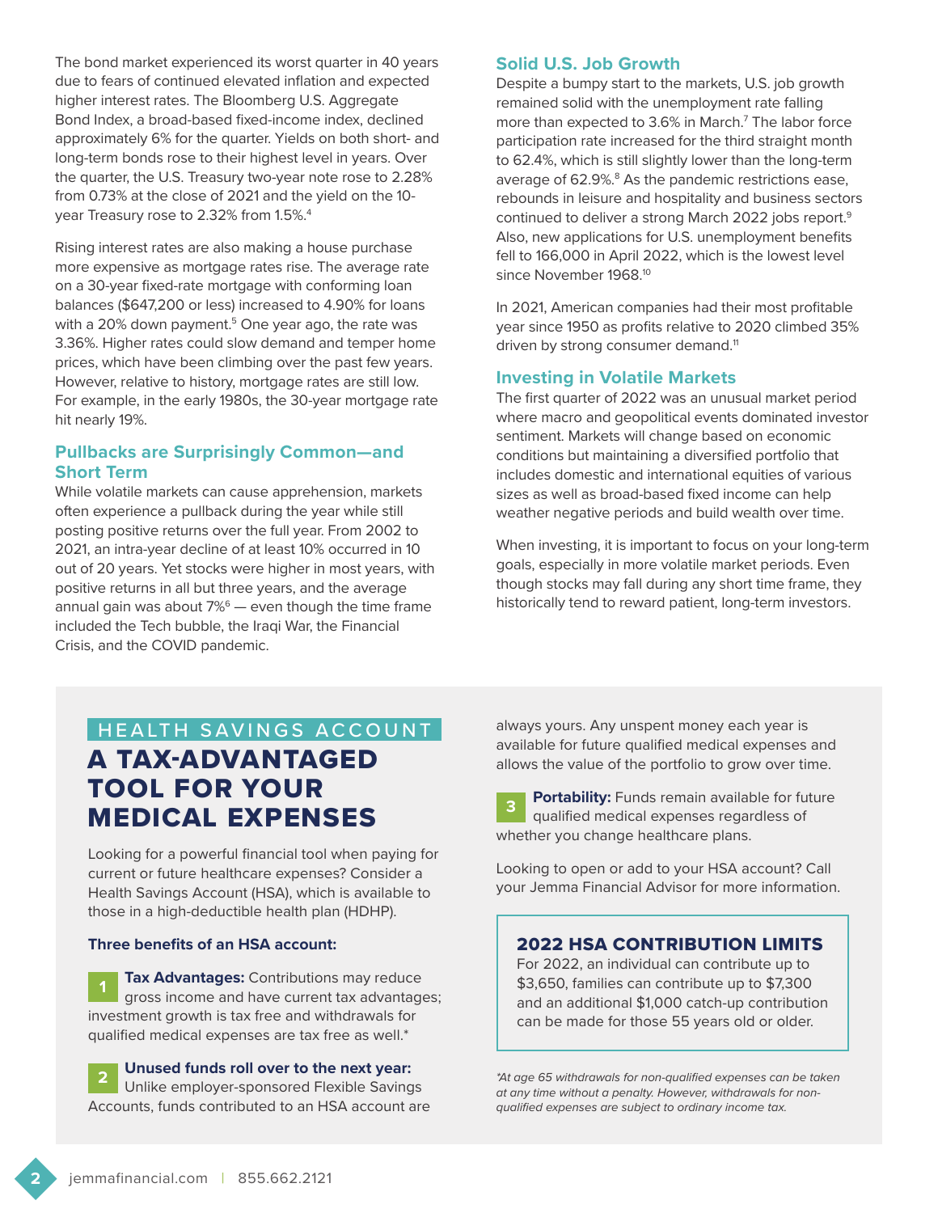The bond market experienced its worst quarter in 40 years due to fears of continued elevated inflation and expected higher interest rates. The Bloomberg U.S. Aggregate Bond Index, a broad-based fixed-income index, declined approximately 6% for the quarter. Yields on both short- and long-term bonds rose to their highest level in years. Over the quarter, the U.S. Treasury two-year note rose to 2.28% from 0.73% at the close of 2021 and the yield on the 10-year Treasury rose to 2.32% from 1.5%.[4]

Rising interest rates are also making a house purchase more expensive as mortgage rates rise. The average rate on a 30-year fixed-rate mortgage with conforming loan balances ($647,200 or less) increased to 4.90% for loans with a 20% down payment.[5] One year ago, the rate was 3.36%. Higher rates could slow demand and temper home prices, which have been climbing over the past few years. However, relative to history, mortgage rates are still low. For example, in the early 1980s, the 30-year mortgage rate hit nearly 19%.

### Pullbacks are Surprisingly Common—and Short Term

While volatile markets can cause apprehension, markets often experience a pullback during the year while still posting positive returns over the full year. From 2002 to 2021, an intra-year decline of at least 10% occurred in 10 out of 20 years. Yet stocks were higher in most years, with positive returns in all but three years, and the average annual gain was about 7%[6] — even though the time frame included the Tech bubble, the Iraqi War, the Financial Crisis, and the COVID pandemic.

### Solid U.S. Job Growth

Despite a bumpy start to the markets, U.S. job growth remained solid with the unemployment rate falling more than expected to 3.6% in March.[7] The labor force participation rate increased for the third straight month to 62.4%, which is still slightly lower than the long-term average of 62.9%.[8] As the pandemic restrictions ease, rebounds in leisure and hospitality and business sectors continued to deliver a strong March 2022 jobs report.[9] Also, new applications for U.S. unemployment benefits fell to 166,000 in April 2022, which is the lowest level since November 1968.[10]

In 2021, American companies had their most profitable year since 1950 as profits relative to 2020 climbed 35% driven by strong consumer demand.[11]

### Investing in Volatile Markets

The first quarter of 2022 was an unusual market period where macro and geopolitical events dominated investor sentiment. Markets will change based on economic conditions but maintaining a diversified portfolio that includes domestic and international equities of various sizes as well as broad-based fixed income can help weather negative periods and build wealth over time.

When investing, it is important to focus on your long-term goals, especially in more volatile market periods. Even though stocks may fall during any short time frame, they historically tend to reward patient, long-term investors.

HEALTH SAVINGS ACCOUNT

## A TAX-ADVANTAGED TOOL FOR YOUR MEDICAL EXPENSES

Looking for a powerful financial tool when paying for current or future healthcare expenses? Consider a Health Savings Account (HSA), which is available to those in a high-deductible health plan (HDHP).

**Three benefits of an HSA account:**

1. **Tax Advantages:** Contributions may reduce gross income and have current tax advantages; investment growth is tax free and withdrawals for qualified medical expenses are tax free as well.*

2. **Unused funds roll over to the next year:** Unlike employer-sponsored Flexible Savings Accounts, funds contributed to an HSA account are always yours. Any unspent money each year is available for future qualified medical expenses and allows the value of the portfolio to grow over time.

3. **Portability:** Funds remain available for future qualified medical expenses regardless of whether you change healthcare plans.

Looking to open or add to your HSA account? Call your Jemma Financial Advisor for more information.

### 2022 HSA CONTRIBUTION LIMITS

For 2022, an individual can contribute up to $3,650, families can contribute up to $7,300 and an additional $1,000 catch-up contribution can be made for those 55 years old or older.

*\*At age 65 withdrawals for non-qualified expenses can be taken at any time without a penalty. However, withdrawals for non-qualified expenses are subject to ordinary income tax.*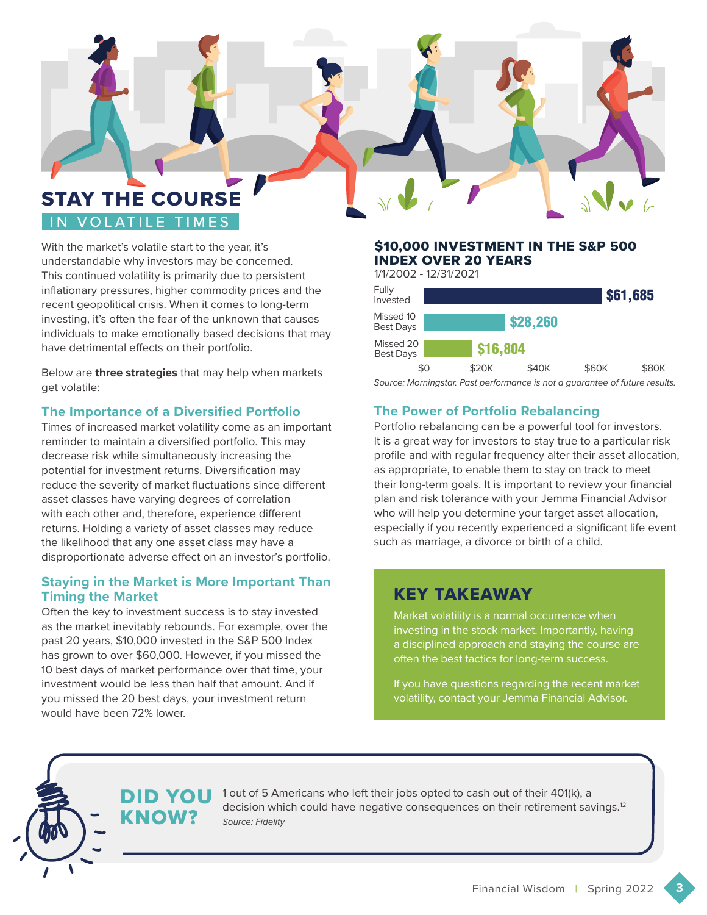# STAY THE COURSE

## IN VOLATILE TIMES

With the market's volatile start to the year, it's understandable why investors may be concerned. This continued volatility is primarily due to persistent inflationary pressures, higher commodity prices and the recent geopolitical crisis. When it comes to long-term investing, it's often the fear of the unknown that causes individuals to make emotionally based decisions that may have detrimental effects on their portfolio.

Below are **three strategies** that may help when markets get volatile:

### The Importance of a Diversified Portfolio

Times of increased market volatility come as an important reminder to maintain a diversified portfolio. This may decrease risk while simultaneously increasing the potential for investment returns. Diversification may reduce the severity of market fluctuations since different asset classes have varying degrees of correlation with each other and, therefore, experience different returns. Holding a variety of asset classes may reduce the likelihood that any one asset class may have a disproportionate adverse effect on an investor's portfolio.

### Staying in the Market is More Important Than Timing the Market

Often the key to investment success is to stay invested as the market inevitably rebounds. For example, over the past 20 years, $10,000 invested in the S&P 500 Index has grown to over $60,000. However, if you missed the 10 best days of market performance over that time, your investment would be less than half that amount. And if you missed the 20 best days, your investment return would have been 72% lower.

### $10,000 INVESTMENT IN THE S&P 500 INDEX OVER 20 YEARS

1/1/2002 - 12/31/2021

Fully Invested $61,685

Missed 10 Best Days $28,260

Missed 20 Best Days $16,804

$0 $20K $40K $60K $80K

*Source: Morningstar. Past performance is not a guarantee of future results.*

### The Power of Portfolio Rebalancing

Portfolio rebalancing can be a powerful tool for investors. It is a great way for investors to stay true to a particular risk profile and with regular frequency alter their asset allocation, as appropriate, to enable them to stay on track to meet their long-term goals. It is important to review your financial plan and risk tolerance with your Jemma Financial Advisor who will help you determine your target asset allocation, especially if you recently experienced a significant life event such as marriage, a divorce or birth of a child.

## KEY TAKEAWAY

Market volatility is a normal occurrence when investing in the stock market. Importantly, having a disciplined approach and staying the course are often the best tactics for long-term success.

If you have questions regarding the recent market volatility, contact your Jemma Financial Advisor.

## DID YOU KNOW?

1 out of 5 Americans who left their jobs opted to cash out of their 401(k), a decision which could have negative consequences on their retirement savings.[12]

*Source: Fidelity*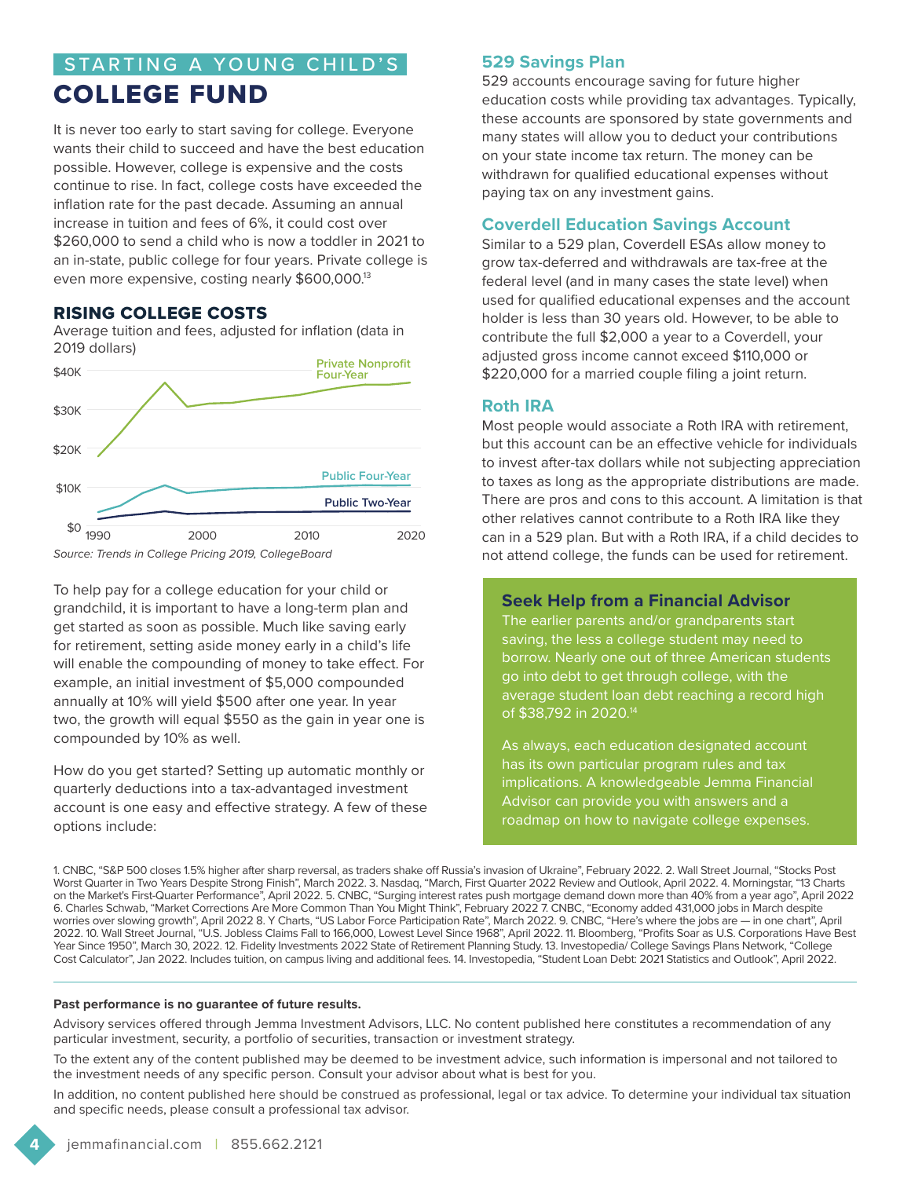# STARTING A YOUNG CHILD'S COLLEGE FUND

It is never too early to start saving for college. Everyone wants their child to succeed and have the best education possible. However, college is expensive and the costs continue to rise. In fact, college costs have exceeded the inflation rate for the past decade. Assuming an annual increase in tuition and fees of 6%, it could cost over $260,000 to send a child who is now a toddler in 2021 to an in-state, public college for four years. Private college is even more expensive, costing nearly $600,000.[13]

## RISING COLLEGE COSTS

Average tuition and fees, adjusted for inflation (data in 2019 dollars)

$40K
$30K
$20K
$10K
$0
1990
2000
2010
2020
Private Nonprofit Four-Year
Public Four-Year
Public Two-Year

*Source: Trends in College Pricing 2019, CollegeBoard*

To help pay for a college education for your child or grandchild, it is important to have a long-term plan and get started as soon as possible. Much like saving early for retirement, setting aside money early in a child's life will enable the compounding of money to take effect. For example, an initial investment of $5,000 compounded annually at 10% will yield $500 after one year. In year two, the growth will equal $550 as the gain in year one is compounded by 10% as well.

How do you get started? Setting up automatic monthly or quarterly deductions into a tax-advantaged investment account is one easy and effective strategy. A few of these options include:

### 529 Savings Plan

529 accounts encourage saving for future higher education costs while providing tax advantages. Typically, these accounts are sponsored by state governments and many states will allow you to deduct your contributions on your state income tax return. The money can be withdrawn for qualified educational expenses without paying tax on any investment gains.

### Coverdell Education Savings Account

Similar to a 529 plan, Coverdell ESAs allow money to grow tax-deferred and withdrawals are tax-free at the federal level (and in many cases the state level) when used for qualified educational expenses and the account holder is less than 30 years old. However, to be able to contribute the full $2,000 a year to a Coverdell, your adjusted gross income cannot exceed $110,000 or $220,000 for a married couple filing a joint return.

### Roth IRA

Most people would associate a Roth IRA with retirement, but this account can be an effective vehicle for individuals to invest after-tax dollars while not subjecting appreciation to taxes as long as the appropriate distributions are made. There are pros and cons to this account. A limitation is that other relatives cannot contribute to a Roth IRA like they can in a 529 plan. But with a Roth IRA, if a child decides to not attend college, the funds can be used for retirement.

### Seek Help from a Financial Advisor

The earlier parents and/or grandparents start saving, the less a college student may need to borrow. Nearly one out of three American students go into debt to get through college, with the average student loan debt reaching a record high of $38,792 in 2020.[14]

As always, each education designated account has its own particular program rules and tax implications. A knowledgeable Jemma Financial Advisor can provide you with answers and a roadmap on how to navigate college expenses.

1. CNBC, "S&P 500 closes 1.5% higher after sharp reversal, as traders shake off Russia's invasion of Ukraine", February 2022. 2. Wall Street Journal, "Stocks Post Worst Quarter in Two Years Despite Strong Finish", March 2022. 3. Nasdaq, "March, First Quarter 2022 Review and Outlook, April 2022. 4. Morningstar, "13 Charts on the Market's First-Quarter Performance", April 2022. 5. CNBC, "Surging interest rates push mortgage demand down more than 40% from a year ago", April 2022 6. Charles Schwab, "Market Corrections Are More Common Than You Might Think", February 2022 7. CNBC, "Economy added 431,000 jobs in March despite worries over slowing growth", April 2022 8. Y Charts, "US Labor Force Participation Rate", March 2022. 9. CNBC, "Here's where the jobs are — in one chart", April 2022. 10. Wall Street Journal, "U.S. Jobless Claims Fall to 166,000, Lowest Level Since 1968", April 2022. 11. Bloomberg, "Profits Soar as U.S. Corporations Have Best Year Since 1950", March 30, 2022. 12. Fidelity Investments 2022 State of Retirement Planning Study. 13. Investopedia/ College Savings Plans Network, "College Cost Calculator", Jan 2022. Includes tuition, on campus living and additional fees. 14. Investopedia, "Student Loan Debt: 2021 Statistics and Outlook", April 2022.

**Past performance is no guarantee of future results.**

Advisory services offered through Jemma Investment Advisors, LLC. No content published here constitutes a recommendation of any particular investment, security, a portfolio of securities, transaction or investment strategy.

To the extent any of the content published may be deemed to be investment advice, such information is impersonal and not tailored to the investment needs of any specific person. Consult your advisor about what is best for you.

In addition, no content published here should be construed as professional, legal or tax advice. To determine your individual tax situation and specific needs, please consult a professional tax advisor.

jemmafinancial.com | 855.662.2121